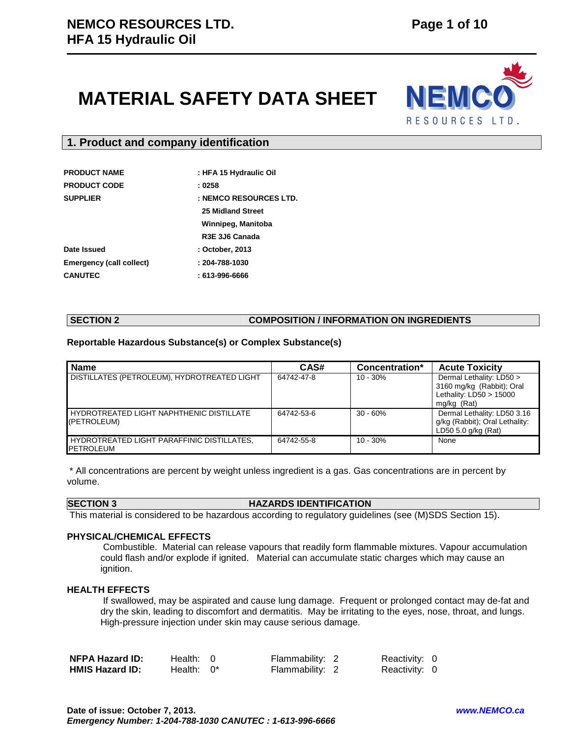# MATERIAL SAFETY DATA SHEET

## 1. Product and company identification

| | |
|---|---|
| **PRODUCT NAME** | **: HFA 15 Hydraulic Oil** |
| **PRODUCT CODE** | **: 0258** |
| **SUPPLIER** | **: NEMCO RESOURCES LTD.** |
| | **25 Midland Street** |
| | **Winnipeg, Manitoba** |
| | **R3E 3J6 Canada** |
| **Date Issued** | **: October, 2013** |
| **Emergency (call collect)** | **: 204-788-1030** |
| **CANUTEC** | **: 613-996-6666** |

## SECTION 2 COMPOSITION / INFORMATION ON INGREDIENTS

**Reportable Hazardous Substance(s) or Complex Substance(s)**

| Name | CAS# | Concentration* | Acute Toxicity |
|---|---|---|---|
| DISTILLATES (PETROLEUM), HYDROTREATED LIGHT | 64742-47-8 | 10 - 30% | Dermal Lethality: LD50 > 3160 mg/kg (Rabbit); Oral Lethality: LD50 > 15000 mg/kg (Rat) |
| HYDROTREATED LIGHT NAPHTHENIC DISTILLATE (PETROLEUM) | 64742-53-6 | 30 - 60% | Dermal Lethality: LD50 3.16 g/kg (Rabbit); Oral Lethality: LD50 5.0 g/kg (Rat) |
| HYDROTREATED LIGHT PARAFFINIC DISTILLATES, PETROLEUM | 64742-55-8 | 10 - 30% | None |

* All concentrations are percent by weight unless ingredient is a gas. Gas concentrations are in percent by volume.

## SECTION 3 HAZARDS IDENTIFICATION

This material is considered to be hazardous according to regulatory guidelines (see (M)SDS Section 15).

**PHYSICAL/CHEMICAL EFFECTS**

Combustible. Material can release vapours that readily form flammable mixtures. Vapour accumulation could flash and/or explode if ignited. Material can accumulate static charges which may cause an ignition.

**HEALTH EFFECTS**

If swallowed, may be aspirated and cause lung damage. Frequent or prolonged contact may de-fat and dry the skin, leading to discomfort and dermatitis. May be irritating to the eyes, nose, throat, and lungs. High-pressure injection under skin may cause serious damage.

| | | | |
|---|---|---|---|
| **NFPA Hazard ID:** | Health: 0 | Flammability: 2 | Reactivity: 0 |
| **HMIS Hazard ID:** | Health: 0* | Flammability: 2 | Reactivity: 0 |

**Date of issue: October 7, 2013.**
***Emergency Number: 1-204-788-1030 CANUTEC : 1-613-996-6666***
***www.NEMCO.ca***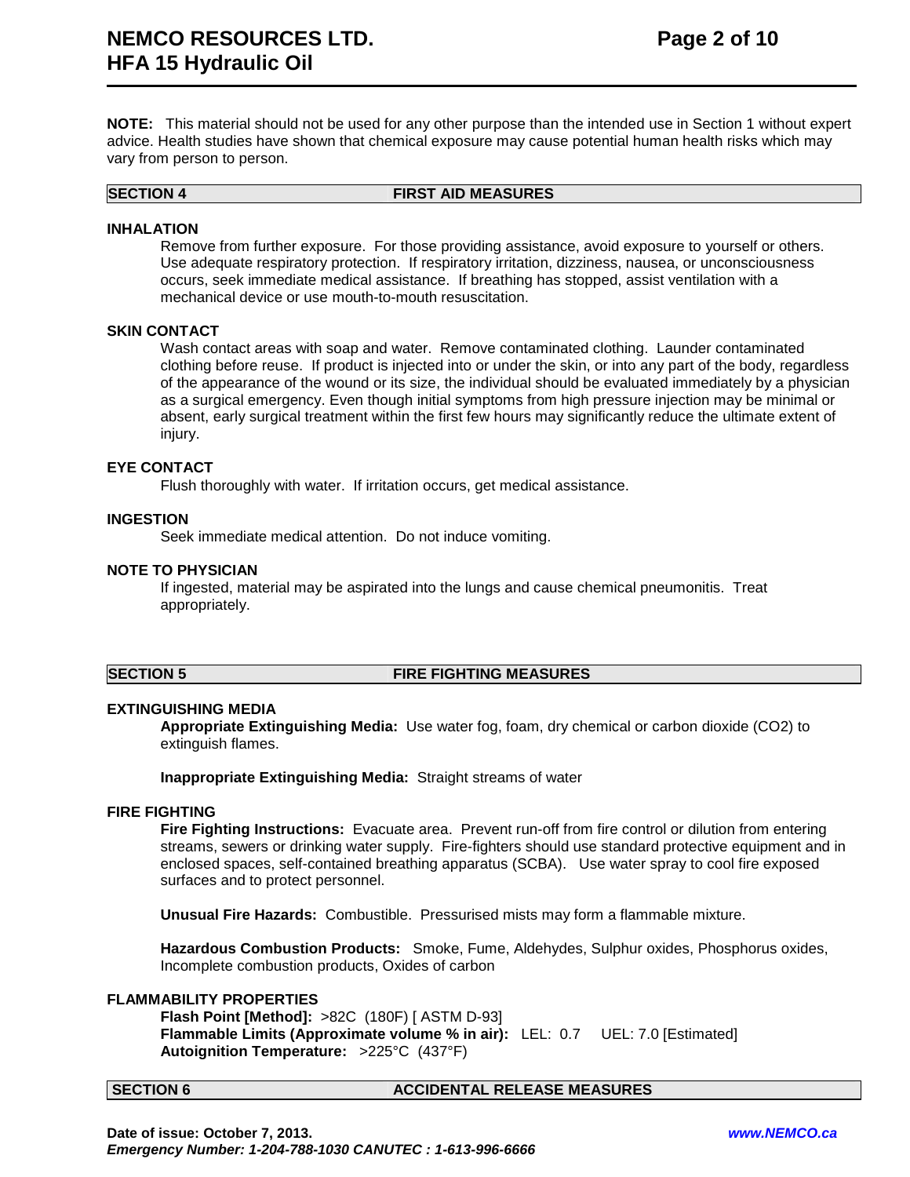**NOTE:** This material should not be used for any other purpose than the intended use in Section 1 without expert advice. Health studies have shown that chemical exposure may cause potential human health risks which may vary from person to person.

## SECTION 4 FIRST AID MEASURES

### INHALATION

Remove from further exposure. For those providing assistance, avoid exposure to yourself or others. Use adequate respiratory protection. If respiratory irritation, dizziness, nausea, or unconsciousness occurs, seek immediate medical assistance. If breathing has stopped, assist ventilation with a mechanical device or use mouth-to-mouth resuscitation.

### SKIN CONTACT

Wash contact areas with soap and water. Remove contaminated clothing. Launder contaminated clothing before reuse. If product is injected into or under the skin, or into any part of the body, regardless of the appearance of the wound or its size, the individual should be evaluated immediately by a physician as a surgical emergency. Even though initial symptoms from high pressure injection may be minimal or absent, early surgical treatment within the first few hours may significantly reduce the ultimate extent of injury.

### EYE CONTACT

Flush thoroughly with water. If irritation occurs, get medical assistance.

### INGESTION

Seek immediate medical attention. Do not induce vomiting.

### NOTE TO PHYSICIAN

If ingested, material may be aspirated into the lungs and cause chemical pneumonitis. Treat appropriately.

## SECTION 5 FIRE FIGHTING MEASURES

### EXTINGUISHING MEDIA

**Appropriate Extinguishing Media:** Use water fog, foam, dry chemical or carbon dioxide ($CO_2$) to extinguish flames.

**Inappropriate Extinguishing Media:** Straight streams of water

### FIRE FIGHTING

**Fire Fighting Instructions:** Evacuate area. Prevent run-off from fire control or dilution from entering streams, sewers or drinking water supply. Fire-fighters should use standard protective equipment and in enclosed spaces, self-contained breathing apparatus (SCBA). Use water spray to cool fire exposed surfaces and to protect personnel.

**Unusual Fire Hazards:** Combustible. Pressurised mists may form a flammable mixture.

**Hazardous Combustion Products:** Smoke, Fume, Aldehydes, Sulphur oxides, Phosphorus oxides, Incomplete combustion products, Oxides of carbon

### FLAMMABILITY PROPERTIES

**Flash Point [Method]:** >82C (180F) [ ASTM D-93]
**Flammable Limits (Approximate volume % in air):** LEL: 0.7 UEL: 7.0 [Estimated]
**Autoignition Temperature:** >225°C (437°F)

## SECTION 6 ACCIDENTAL RELEASE MEASURES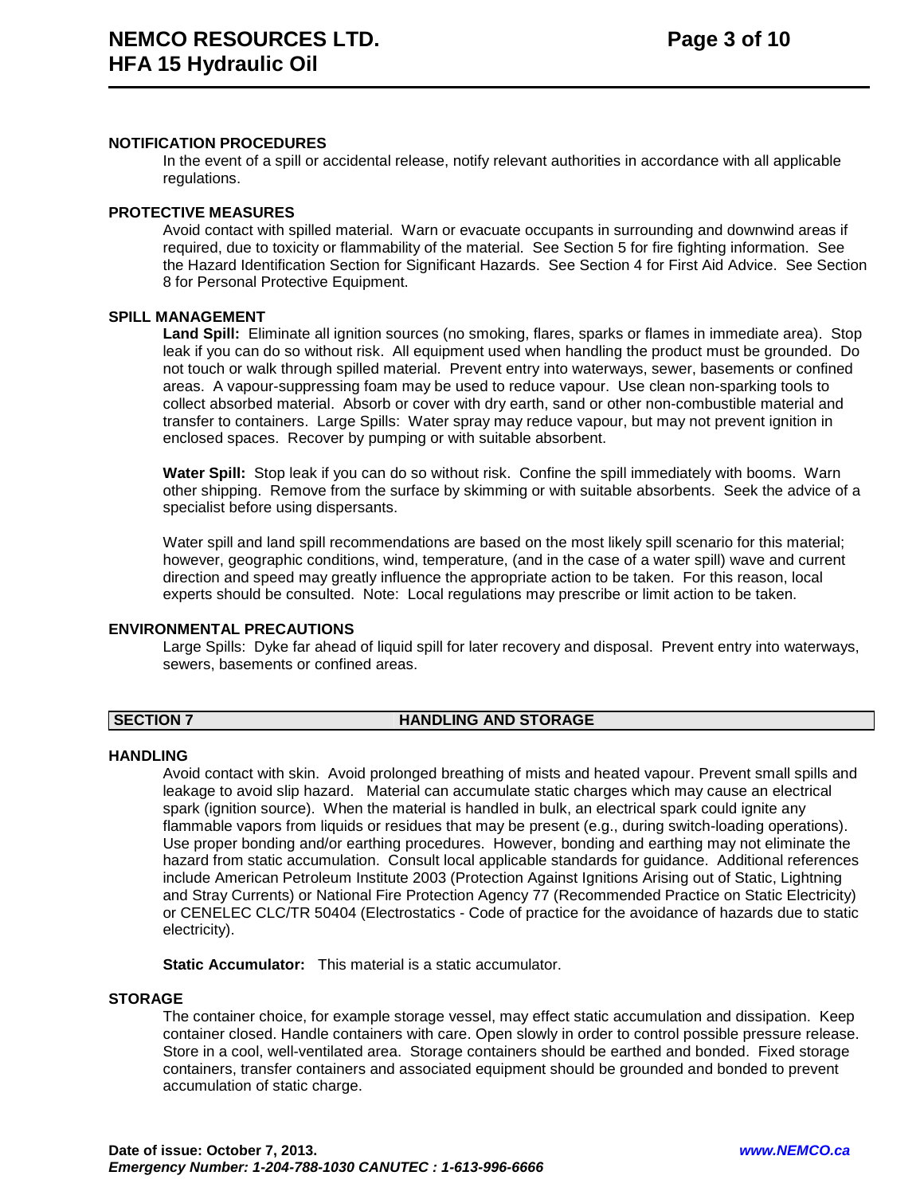### NOTIFICATION PROCEDURES

In the event of a spill or accidental release, notify relevant authorities in accordance with all applicable regulations.

### PROTECTIVE MEASURES

Avoid contact with spilled material. Warn or evacuate occupants in surrounding and downwind areas if required, due to toxicity or flammability of the material. See Section 5 for fire fighting information. See the Hazard Identification Section for Significant Hazards. See Section 4 for First Aid Advice. See Section 8 for Personal Protective Equipment.

### SPILL MANAGEMENT

**Land Spill:** Eliminate all ignition sources (no smoking, flares, sparks or flames in immediate area). Stop leak if you can do so without risk. All equipment used when handling the product must be grounded. Do not touch or walk through spilled material. Prevent entry into waterways, sewer, basements or confined areas. A vapour-suppressing foam may be used to reduce vapour. Use clean non-sparking tools to collect absorbed material. Absorb or cover with dry earth, sand or other non-combustible material and transfer to containers. Large Spills: Water spray may reduce vapour, but may not prevent ignition in enclosed spaces. Recover by pumping or with suitable absorbent.

**Water Spill:** Stop leak if you can do so without risk. Confine the spill immediately with booms. Warn other shipping. Remove from the surface by skimming or with suitable absorbents. Seek the advice of a specialist before using dispersants.

Water spill and land spill recommendations are based on the most likely spill scenario for this material; however, geographic conditions, wind, temperature, (and in the case of a water spill) wave and current direction and speed may greatly influence the appropriate action to be taken. For this reason, local experts should be consulted. Note: Local regulations may prescribe or limit action to be taken.

### ENVIRONMENTAL PRECAUTIONS

Large Spills: Dyke far ahead of liquid spill for later recovery and disposal. Prevent entry into waterways, sewers, basements or confined areas.

## SECTION 7 HANDLING AND STORAGE

### HANDLING

Avoid contact with skin. Avoid prolonged breathing of mists and heated vapour. Prevent small spills and leakage to avoid slip hazard. Material can accumulate static charges which may cause an electrical spark (ignition source). When the material is handled in bulk, an electrical spark could ignite any flammable vapors from liquids or residues that may be present (e.g., during switch-loading operations). Use proper bonding and/or earthing procedures. However, bonding and earthing may not eliminate the hazard from static accumulation. Consult local applicable standards for guidance. Additional references include American Petroleum Institute 2003 (Protection Against Ignitions Arising out of Static, Lightning and Stray Currents) or National Fire Protection Agency 77 (Recommended Practice on Static Electricity) or CENELEC CLC/TR 50404 (Electrostatics - Code of practice for the avoidance of hazards due to static electricity).

**Static Accumulator:** This material is a static accumulator.

### STORAGE

The container choice, for example storage vessel, may effect static accumulation and dissipation. Keep container closed. Handle containers with care. Open slowly in order to control possible pressure release. Store in a cool, well-ventilated area. Storage containers should be earthed and bonded. Fixed storage containers, transfer containers and associated equipment should be grounded and bonded to prevent accumulation of static charge.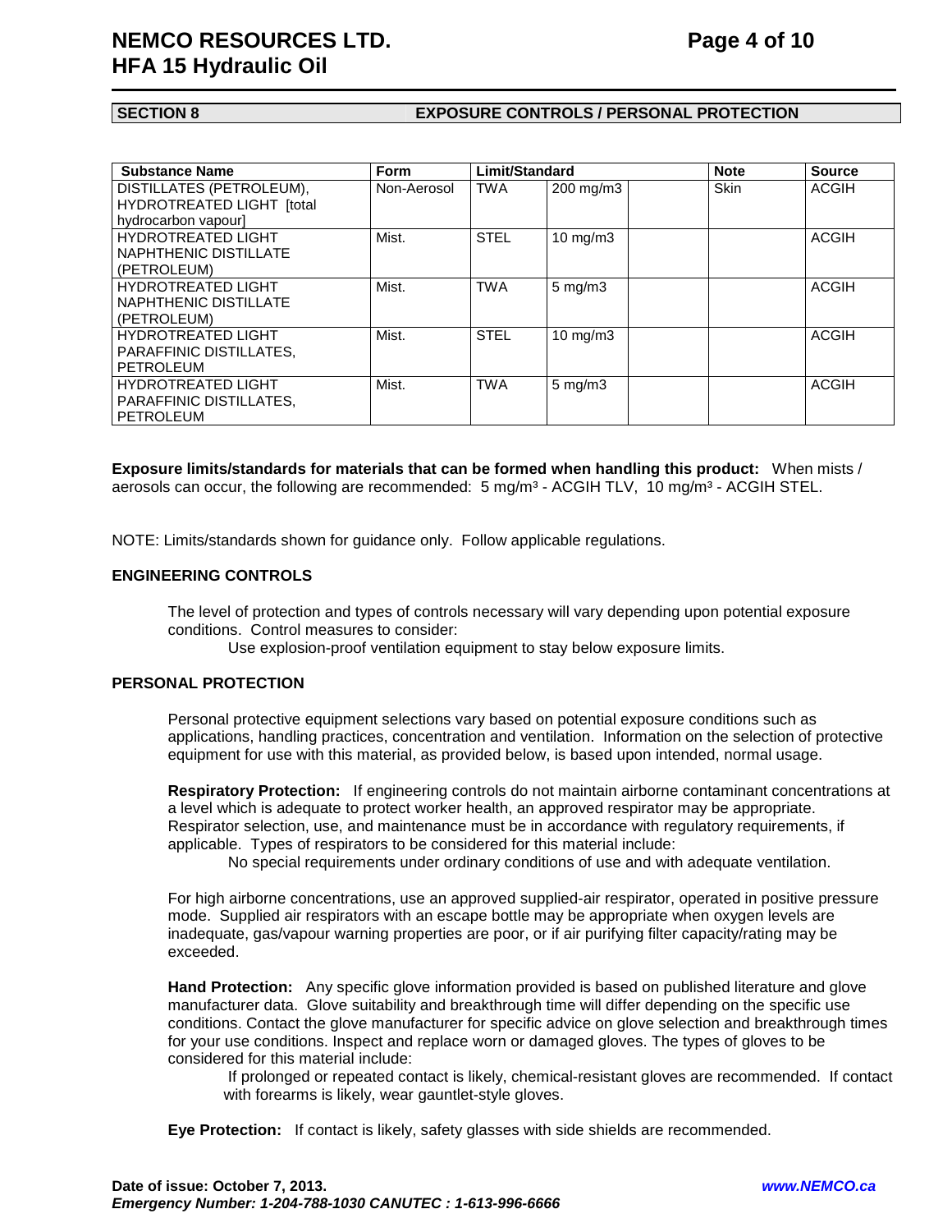## SECTION 8 EXPOSURE CONTROLS / PERSONAL PROTECTION

| Substance Name | Form | Limit/Standard | | | Note | Source |
|---|---|---|---|---|---|---|
| DISTILLATES (PETROLEUM), HYDROTREATED LIGHT [total hydrocarbon vapour] | Non-Aerosol | TWA | 200 mg/m3 | | Skin | ACGIH |
| HYDROTREATED LIGHT NAPHTHENIC DISTILLATE (PETROLEUM) | Mist. | STEL | 10 mg/m3 | | | ACGIH |
| HYDROTREATED LIGHT NAPHTHENIC DISTILLATE (PETROLEUM) | Mist. | TWA | 5 mg/m3 | | | ACGIH |
| HYDROTREATED LIGHT PARAFFINIC DISTILLATES, PETROLEUM | Mist. | STEL | 10 mg/m3 | | | ACGIH |
| HYDROTREATED LIGHT PARAFFINIC DISTILLATES, PETROLEUM | Mist. | TWA | 5 mg/m3 | | | ACGIH |

**Exposure limits/standards for materials that can be formed when handling this product:** When mists / aerosols can occur, the following are recommended: 5 mg/m³ - ACGIH TLV, 10 mg/m³ - ACGIH STEL.

NOTE: Limits/standards shown for guidance only. Follow applicable regulations.

### ENGINEERING CONTROLS

The level of protection and types of controls necessary will vary depending upon potential exposure conditions. Control measures to consider:

Use explosion-proof ventilation equipment to stay below exposure limits.

### PERSONAL PROTECTION

Personal protective equipment selections vary based on potential exposure conditions such as applications, handling practices, concentration and ventilation. Information on the selection of protective equipment for use with this material, as provided below, is based upon intended, normal usage.

**Respiratory Protection:** If engineering controls do not maintain airborne contaminant concentrations at a level which is adequate to protect worker health, an approved respirator may be appropriate. Respirator selection, use, and maintenance must be in accordance with regulatory requirements, if applicable. Types of respirators to be considered for this material include:

No special requirements under ordinary conditions of use and with adequate ventilation.

For high airborne concentrations, use an approved supplied-air respirator, operated in positive pressure mode. Supplied air respirators with an escape bottle may be appropriate when oxygen levels are inadequate, gas/vapour warning properties are poor, or if air purifying filter capacity/rating may be exceeded.

**Hand Protection:** Any specific glove information provided is based on published literature and glove manufacturer data. Glove suitability and breakthrough time will differ depending on the specific use conditions. Contact the glove manufacturer for specific advice on glove selection and breakthrough times for your use conditions. Inspect and replace worn or damaged gloves. The types of gloves to be considered for this material include:

If prolonged or repeated contact is likely, chemical-resistant gloves are recommended. If contact with forearms is likely, wear gauntlet-style gloves.

**Eye Protection:** If contact is likely, safety glasses with side shields are recommended.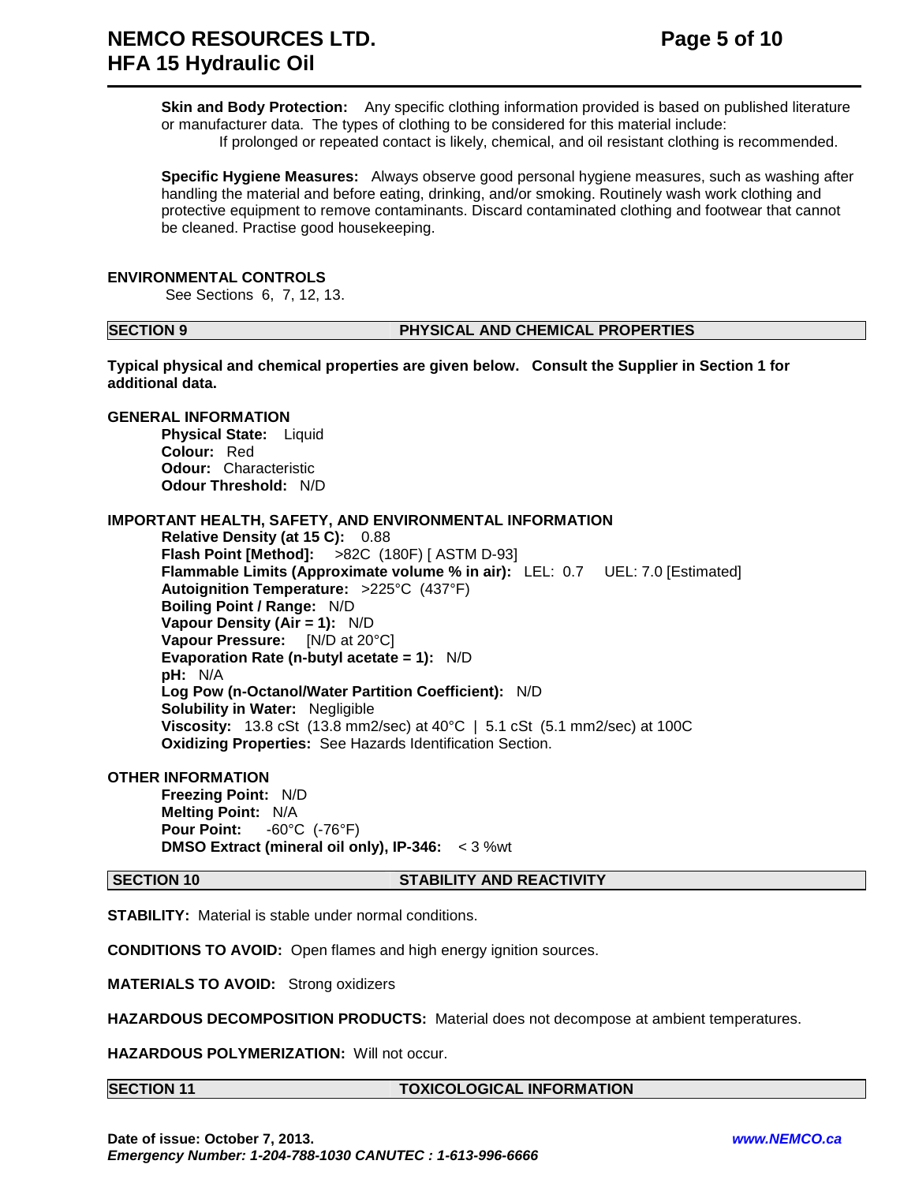**Skin and Body Protection:** Any specific clothing information provided is based on published literature or manufacturer data. The types of clothing to be considered for this material include:

If prolonged or repeated contact is likely, chemical, and oil resistant clothing is recommended.

**Specific Hygiene Measures:** Always observe good personal hygiene measures, such as washing after handling the material and before eating, drinking, and/or smoking. Routinely wash work clothing and protective equipment to remove contaminants. Discard contaminated clothing and footwear that cannot be cleaned. Practise good housekeeping.

**ENVIRONMENTAL CONTROLS**

See Sections 6, 7, 12, 13.

## SECTION 9 PHYSICAL AND CHEMICAL PROPERTIES

**Typical physical and chemical properties are given below. Consult the Supplier in Section 1 for additional data.**

**GENERAL INFORMATION**

**Physical State:** Liquid
**Colour:** Red
**Odour:** Characteristic
**Odour Threshold:** N/D

**IMPORTANT HEALTH, SAFETY, AND ENVIRONMENTAL INFORMATION**

**Relative Density (at 15 C):** 0.88
**Flash Point [Method]:** >82C (180F) [ ASTM D-93]
**Flammable Limits (Approximate volume % in air):** LEL: 0.7 UEL: 7.0 [Estimated]
**Autoignition Temperature:** >225°C (437°F)
**Boiling Point / Range:** N/D
**Vapour Density (Air = 1):** N/D
**Vapour Pressure:** [N/D at 20°C]
**Evaporation Rate (n-butyl acetate = 1):** N/D
**pH:** N/A
**Log Pow (n-Octanol/Water Partition Coefficient):** N/D
**Solubility in Water:** Negligible
**Viscosity:** 13.8 cSt (13.8 mm2/sec) at 40°C | 5.1 cSt (5.1 mm2/sec) at 100C
**Oxidizing Properties:** See Hazards Identification Section.

**OTHER INFORMATION**

**Freezing Point:** N/D
**Melting Point:** N/A
**Pour Point:** -60°C (-76°F)
**DMSO Extract (mineral oil only), IP-346:** < 3 %wt

## SECTION 10 STABILITY AND REACTIVITY

**STABILITY:** Material is stable under normal conditions.

**CONDITIONS TO AVOID:** Open flames and high energy ignition sources.

**MATERIALS TO AVOID:** Strong oxidizers

**HAZARDOUS DECOMPOSITION PRODUCTS:** Material does not decompose at ambient temperatures.

**HAZARDOUS POLYMERIZATION:** Will not occur.

## SECTION 11 TOXICOLOGICAL INFORMATION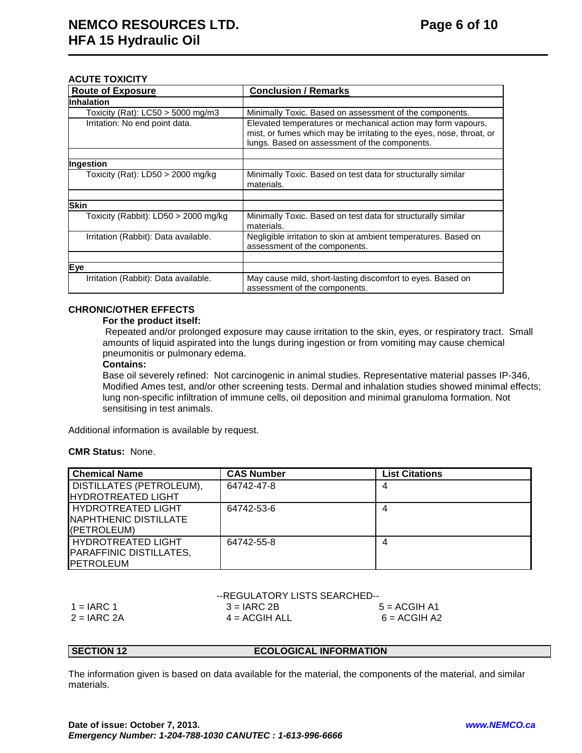**ACUTE TOXICITY**

| Route of Exposure | Conclusion / Remarks |
| --- | --- |
| **Inhalation** | |
| Toxicity (Rat): LC50 > 5000 mg/m3 | Minimally Toxic. Based on assessment of the components. |
| Irritation: No end point data. | Elevated temperatures or mechanical action may form vapours, mist, or fumes which may be irritating to the eyes, nose, throat, or lungs. Based on assessment of the components. |
| | |
| **Ingestion** | |
| Toxicity (Rat): LD50 > 2000 mg/kg | Minimally Toxic. Based on test data for structurally similar materials. |
| | |
| **Skin** | |
| Toxicity (Rabbit): LD50 > 2000 mg/kg | Minimally Toxic. Based on test data for structurally similar materials. |
| Irritation (Rabbit): Data available. | Negligible irritation to skin at ambient temperatures. Based on assessment of the components. |
| | |
| **Eye** | |
| Irritation (Rabbit): Data available. | May cause mild, short-lasting discomfort to eyes. Based on assessment of the components. |

**CHRONIC/OTHER EFFECTS**

**For the product itself:**

Repeated and/or prolonged exposure may cause irritation to the skin, eyes, or respiratory tract. Small amounts of liquid aspirated into the lungs during ingestion or from vomiting may cause chemical pneumonitis or pulmonary edema.

**Contains:**

Base oil severely refined: Not carcinogenic in animal studies. Representative material passes IP-346, Modified Ames test, and/or other screening tests. Dermal and inhalation studies showed minimal effects; lung non-specific infiltration of immune cells, oil deposition and minimal granuloma formation. Not sensitising in test animals.

Additional information is available by request.

**CMR Status:** None.

| Chemical Name | CAS Number | List Citations |
| --- | --- | --- |
| DISTILLATES (PETROLEUM), HYDROTREATED LIGHT | 64742-47-8 | 4 |
| HYDROTREATED LIGHT NAPHTHENIC DISTILLATE (PETROLEUM) | 64742-53-6 | 4 |
| HYDROTREATED LIGHT PARAFFINIC DISTILLATES, PETROLEUM | 64742-55-8 | 4 |

--REGULATORY LISTS SEARCHED--

| | | |
| --- | --- | --- |
| 1 = IARC 1 | 3 = IARC 2B | 5 = ACGIH A1 |
| 2 = IARC 2A | 4 = ACGIH ALL | 6 = ACGIH A2 |

## SECTION 12 ECOLOGICAL INFORMATION

The information given is based on data available for the material, the components of the material, and similar materials.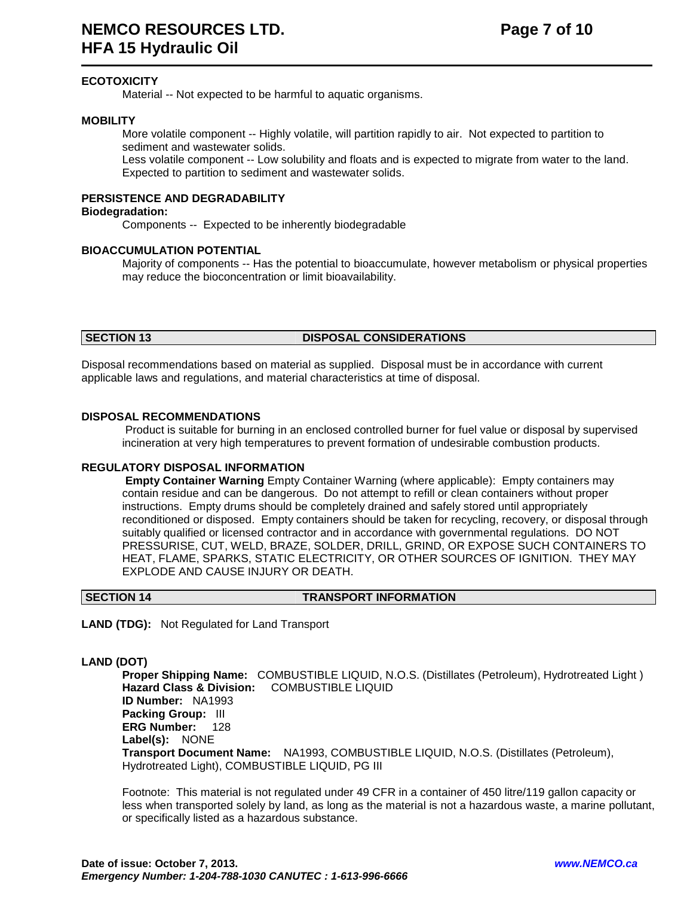**ECOTOXICITY**

Material -- Not expected to be harmful to aquatic organisms.

**MOBILITY**

More volatile component -- Highly volatile, will partition rapidly to air. Not expected to partition to sediment and wastewater solids.
Less volatile component -- Low solubility and floats and is expected to migrate from water to the land. Expected to partition to sediment and wastewater solids.

**PERSISTENCE AND DEGRADABILITY**

**Biodegradation:**

Components -- Expected to be inherently biodegradable

**BIOACCUMULATION POTENTIAL**

Majority of components -- Has the potential to bioaccumulate, however metabolism or physical properties may reduce the bioconcentration or limit bioavailability.

## SECTION 13 DISPOSAL CONSIDERATIONS

Disposal recommendations based on material as supplied. Disposal must be in accordance with current applicable laws and regulations, and material characteristics at time of disposal.

**DISPOSAL RECOMMENDATIONS**

Product is suitable for burning in an enclosed controlled burner for fuel value or disposal by supervised incineration at very high temperatures to prevent formation of undesirable combustion products.

**REGULATORY DISPOSAL INFORMATION**

**Empty Container Warning** Empty Container Warning (where applicable): Empty containers may contain residue and can be dangerous. Do not attempt to refill or clean containers without proper instructions. Empty drums should be completely drained and safely stored until appropriately reconditioned or disposed. Empty containers should be taken for recycling, recovery, or disposal through suitably qualified or licensed contractor and in accordance with governmental regulations. DO NOT PRESSURISE, CUT, WELD, BRAZE, SOLDER, DRILL, GRIND, OR EXPOSE SUCH CONTAINERS TO HEAT, FLAME, SPARKS, STATIC ELECTRICITY, OR OTHER SOURCES OF IGNITION. THEY MAY EXPLODE AND CAUSE INJURY OR DEATH.

## SECTION 14 TRANSPORT INFORMATION

**LAND (TDG):** Not Regulated for Land Transport

**LAND (DOT)**

**Proper Shipping Name:** COMBUSTIBLE LIQUID, N.O.S. (Distillates (Petroleum), Hydrotreated Light )
**Hazard Class & Division:** COMBUSTIBLE LIQUID
**ID Number:** NA1993
**Packing Group:** III
**ERG Number:** 128
**Label(s):** NONE
**Transport Document Name:** NA1993, COMBUSTIBLE LIQUID, N.O.S. (Distillates (Petroleum), Hydrotreated Light), COMBUSTIBLE LIQUID, PG III

Footnote: This material is not regulated under 49 CFR in a container of 450 litre/119 gallon capacity or less when transported solely by land, as long as the material is not a hazardous waste, a marine pollutant, or specifically listed as a hazardous substance.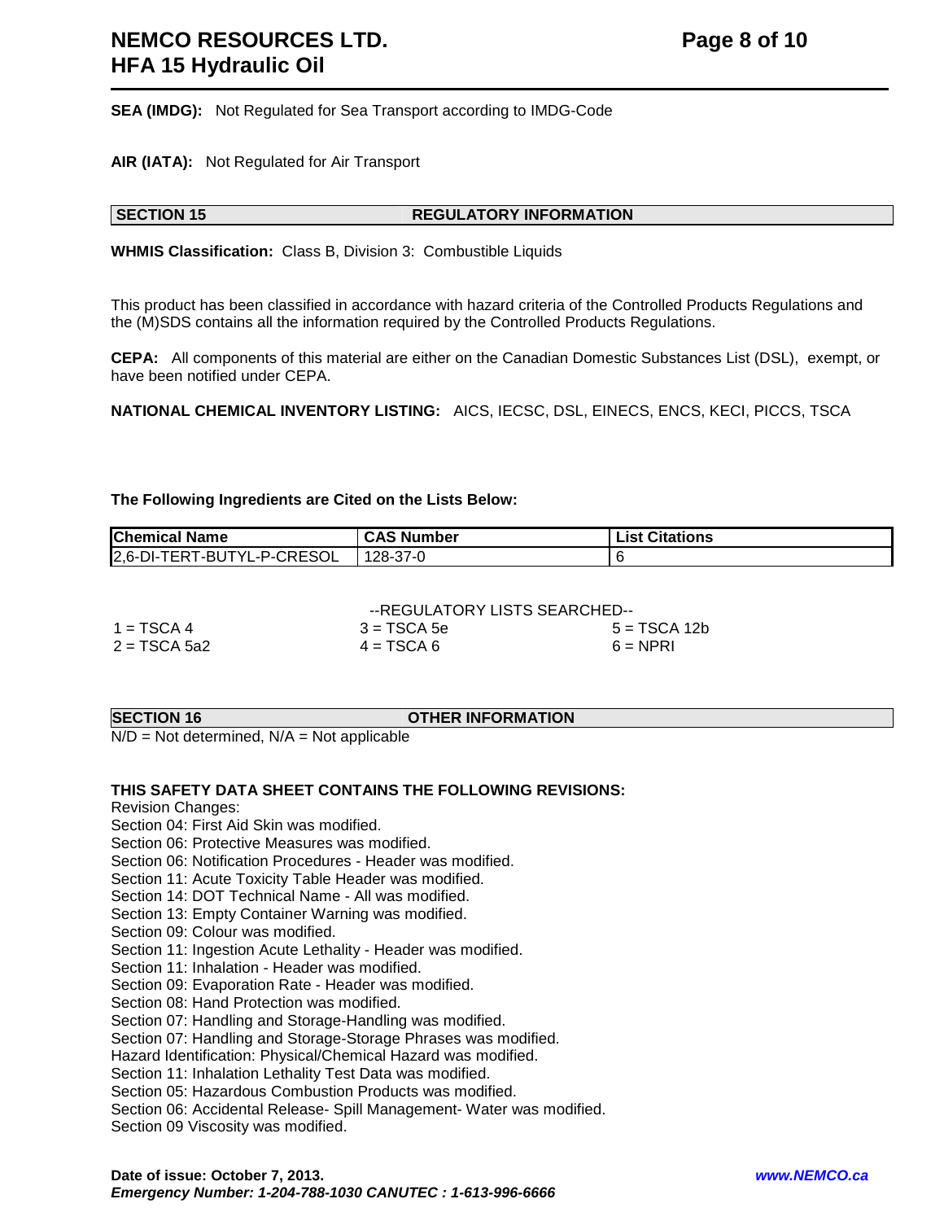**SEA (IMDG):** Not Regulated for Sea Transport according to IMDG-Code

**AIR (IATA):** Not Regulated for Air Transport

## SECTION 15 REGULATORY INFORMATION

**WHMIS Classification:** Class B, Division 3: Combustible Liquids

This product has been classified in accordance with hazard criteria of the Controlled Products Regulations and the (M)SDS contains all the information required by the Controlled Products Regulations.

**CEPA:** All components of this material are either on the Canadian Domestic Substances List (DSL), exempt, or have been notified under CEPA.

**NATIONAL CHEMICAL INVENTORY LISTING:** AICS, IECSC, DSL, EINECS, ENCS, KECI, PICCS, TSCA

**The Following Ingredients are Cited on the Lists Below:**

| Chemical Name | CAS Number | List Citations |
|---|---|---|
| 2,6-DI-TERT-BUTYL-P-CRESOL | 128-37-0 | 6 |

--REGULATORY LISTS SEARCHED--

| | | |
|---|---|---|
| 1 = TSCA 4 | 3 = TSCA 5e | 5 = TSCA 12b |
| 2 = TSCA 5a2 | 4 = TSCA 6 | 6 = NPRI |

## SECTION 16 OTHER INFORMATION

N/D = Not determined, N/A = Not applicable

**THIS SAFETY DATA SHEET CONTAINS THE FOLLOWING REVISIONS:**

Revision Changes:
Section 04: First Aid Skin was modified.
Section 06: Protective Measures was modified.
Section 06: Notification Procedures - Header was modified.
Section 11: Acute Toxicity Table Header was modified.
Section 14: DOT Technical Name - All was modified.
Section 13: Empty Container Warning was modified.
Section 09: Colour was modified.
Section 11: Ingestion Acute Lethality - Header was modified.
Section 11: Inhalation - Header was modified.
Section 09: Evaporation Rate - Header was modified.
Section 08: Hand Protection was modified.
Section 07: Handling and Storage-Handling was modified.
Section 07: Handling and Storage-Storage Phrases was modified.
Hazard Identification: Physical/Chemical Hazard was modified.
Section 11: Inhalation Lethality Test Data was modified.
Section 05: Hazardous Combustion Products was modified.
Section 06: Accidental Release- Spill Management- Water was modified.
Section 09 Viscosity was modified.

**Date of issue: October 7, 2013.**
***Emergency Number: 1-204-788-1030 CANUTEC : 1-613-996-6666***
***www.NEMCO.ca***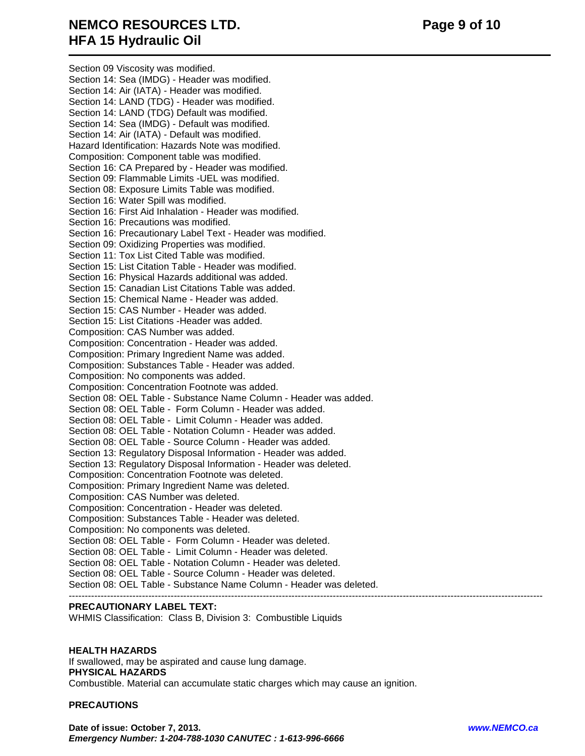Section 09 Viscosity was modified.
Section 14: Sea (IMDG) - Header was modified.
Section 14: Air (IATA) - Header was modified.
Section 14: LAND (TDG) - Header was modified.
Section 14: LAND (TDG) Default was modified.
Section 14: Sea (IMDG) - Default was modified.
Section 14: Air (IATA) - Default was modified.
Hazard Identification: Hazards Note was modified.
Composition: Component table was modified.
Section 16: CA Prepared by - Header was modified.
Section 09: Flammable Limits -UEL was modified.
Section 08: Exposure Limits Table was modified.
Section 16: Water Spill was modified.
Section 16: First Aid Inhalation - Header was modified.
Section 16: Precautions was modified.
Section 16: Precautionary Label Text - Header was modified.
Section 09: Oxidizing Properties was modified.
Section 11: Tox List Cited Table was modified.
Section 15: List Citation Table - Header was modified.
Section 16: Physical Hazards additional was added.
Section 15: Canadian List Citations Table was added.
Section 15: Chemical Name - Header was added.
Section 15: CAS Number - Header was added.
Section 15: List Citations -Header was added.
Composition: CAS Number was added.
Composition: Concentration - Header was added.
Composition: Primary Ingredient Name was added.
Composition: Substances Table - Header was added.
Composition: No components was added.
Composition: Concentration Footnote was added.
Section 08: OEL Table - Substance Name Column - Header was added.
Section 08: OEL Table - Form Column - Header was added.
Section 08: OEL Table - Limit Column - Header was added.
Section 08: OEL Table - Notation Column - Header was added.
Section 08: OEL Table - Source Column - Header was added.
Section 13: Regulatory Disposal Information - Header was added.
Section 13: Regulatory Disposal Information - Header was deleted.
Composition: Concentration Footnote was deleted.
Composition: Primary Ingredient Name was deleted.
Composition: CAS Number was deleted.
Composition: Concentration - Header was deleted.
Composition: Substances Table - Header was deleted.
Composition: No components was deleted.
Section 08: OEL Table - Form Column - Header was deleted.
Section 08: OEL Table - Limit Column - Header was deleted.
Section 08: OEL Table - Notation Column - Header was deleted.
Section 08: OEL Table - Source Column - Header was deleted.
Section 08: OEL Table - Substance Name Column - Header was deleted.

---

**PRECAUTIONARY LABEL TEXT:**

WHMIS Classification: Class B, Division 3: Combustible Liquids

**HEALTH HAZARDS**

If swallowed, may be aspirated and cause lung damage.

**PHYSICAL HAZARDS**

Combustible. Material can accumulate static charges which may cause an ignition.

**PRECAUTIONS**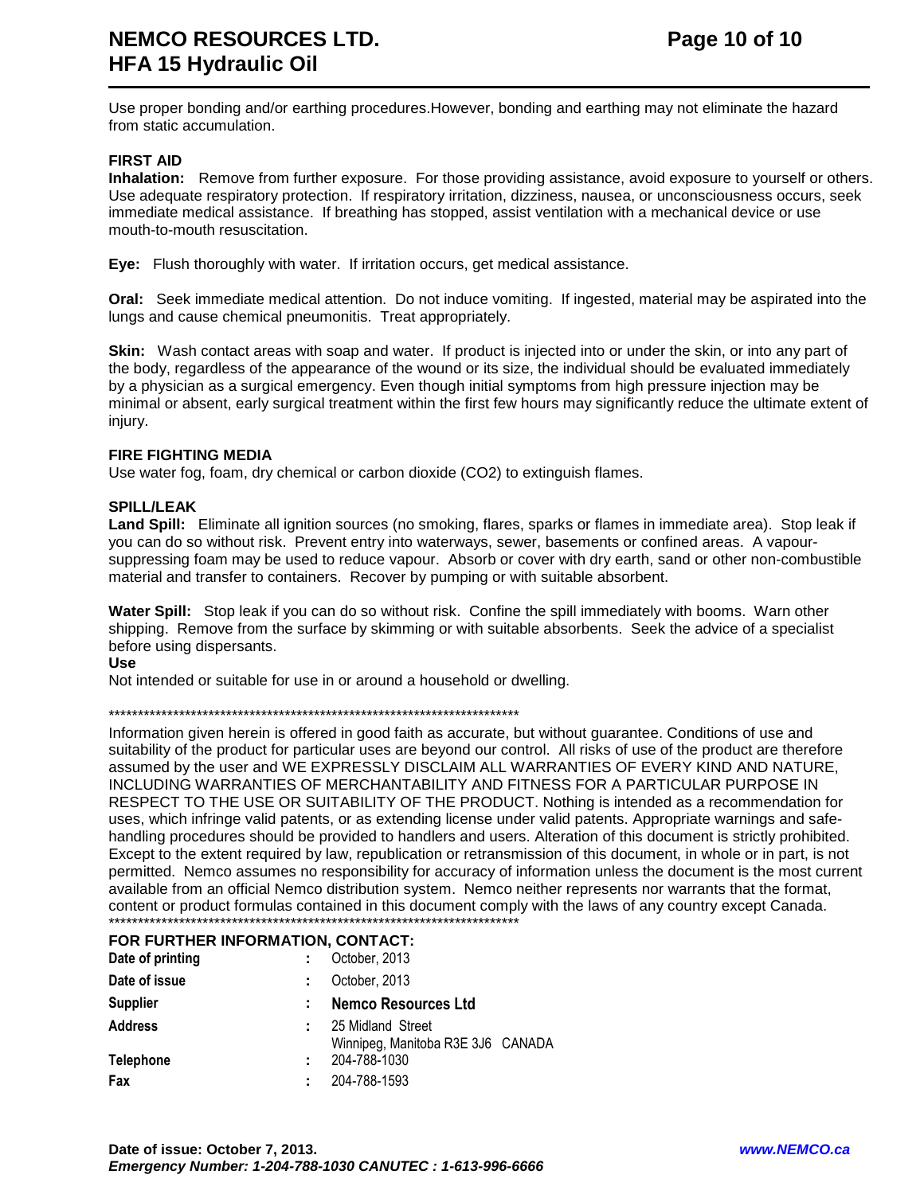Use proper bonding and/or earthing procedures.However, bonding and earthing may not eliminate the hazard from static accumulation.

### FIRST AID

**Inhalation:** Remove from further exposure. For those providing assistance, avoid exposure to yourself or others. Use adequate respiratory protection. If respiratory irritation, dizziness, nausea, or unconsciousness occurs, seek immediate medical assistance. If breathing has stopped, assist ventilation with a mechanical device or use mouth-to-mouth resuscitation.

**Eye:** Flush thoroughly with water. If irritation occurs, get medical assistance.

**Oral:** Seek immediate medical attention. Do not induce vomiting. If ingested, material may be aspirated into the lungs and cause chemical pneumonitis. Treat appropriately.

**Skin:** Wash contact areas with soap and water. If product is injected into or under the skin, or into any part of the body, regardless of the appearance of the wound or its size, the individual should be evaluated immediately by a physician as a surgical emergency. Even though initial symptoms from high pressure injection may be minimal or absent, early surgical treatment within the first few hours may significantly reduce the ultimate extent of injury.

### FIRE FIGHTING MEDIA

Use water fog, foam, dry chemical or carbon dioxide ($CO_2$) to extinguish flames.

### SPILL/LEAK

**Land Spill:** Eliminate all ignition sources (no smoking, flares, sparks or flames in immediate area). Stop leak if you can do so without risk. Prevent entry into waterways, sewer, basements or confined areas. A vapour-suppressing foam may be used to reduce vapour. Absorb or cover with dry earth, sand or other non-combustible material and transfer to containers. Recover by pumping or with suitable absorbent.

**Water Spill:** Stop leak if you can do so without risk. Confine the spill immediately with booms. Warn other shipping. Remove from the surface by skimming or with suitable absorbents. Seek the advice of a specialist before using dispersants.

**Use**

Not intended or suitable for use in or around a household or dwelling.

**************************************************************************

Information given herein is offered in good faith as accurate, but without guarantee. Conditions of use and suitability of the product for particular uses are beyond our control. All risks of use of the product are therefore assumed by the user and WE EXPRESSLY DISCLAIM ALL WARRANTIES OF EVERY KIND AND NATURE, INCLUDING WARRANTIES OF MERCHANTABILITY AND FITNESS FOR A PARTICULAR PURPOSE IN RESPECT TO THE USE OR SUITABILITY OF THE PRODUCT. Nothing is intended as a recommendation for uses, which infringe valid patents, or as extending license under valid patents. Appropriate warnings and safe-handling procedures should be provided to handlers and users. Alteration of this document is strictly prohibited. Except to the extent required by law, republication or retransmission of this document, in whole or in part, is not permitted. Nemco assumes no responsibility for accuracy of information unless the document is the most current available from an official Nemco distribution system. Nemco neither represents nor warrants that the format, content or product formulas contained in this document comply with the laws of any country except Canada.

**************************************************************************

### FOR FURTHER INFORMATION, CONTACT:

| | | |
|---|---|---|
| **Date of printing** | : | October, 2013 |
| **Date of issue** | : | October, 2013 |
| **Supplier** | : | **Nemco Resources Ltd** |
| **Address** | : | 25 Midland Street<br>Winnipeg, Manitoba R3E 3J6 CANADA |
| **Telephone** | : | 204-788-1030 |
| **Fax** | : | 204-788-1593 |

**Date of issue: October 7, 2013.**

***Emergency Number: 1-204-788-1030 CANUTEC : 1-613-996-6666***

***www.NEMCO.ca***